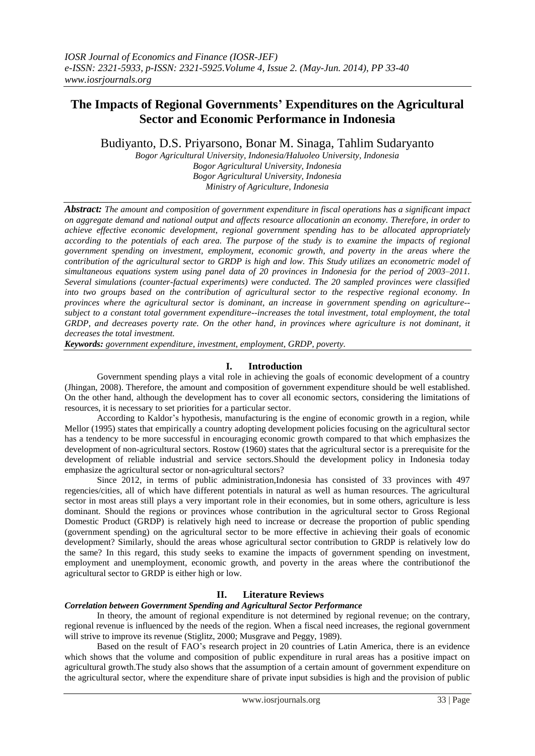*IOSR Journal of Economics and Finance (IOSR-JEF)*
*e-ISSN: 2321-5933, p-ISSN: 2321-5925.Volume 4, Issue 2. (May-Jun. 2014), PP 33-40*
*www.iosrjournals.org*

# The Impacts of Regional Governments' Expenditures on the Agricultural Sector and Economic Performance in Indonesia

Budiyanto, D.S. Priyarsono, Bonar M. Sinaga, Tahlim Sudaryanto

*Bogor Agricultural University, Indonesia/Haluoleo University, Indonesia*
*Bogor Agricultural University, Indonesia*
*Bogor Agricultural University, Indonesia*
*Ministry of Agriculture, Indonesia*

***Abstract:*** *The amount and composition of government expenditure in fiscal operations has a significant impact on aggregate demand and national output and affects resource allocationin an economy. Therefore, in order to achieve effective economic development, regional government spending has to be allocated appropriately according to the potentials of each area. The purpose of the study is to examine the impacts of regional government spending on investment, employment, economic growth, and poverty in the areas where the contribution of the agricultural sector to GRDP is high and low. This Study utilizes an econometric model of simultaneous equations system using panel data of 20 provinces in Indonesia for the period of 2003–2011. Several simulations (counter-factual experiments) were conducted. The 20 sampled provinces were classified into two groups based on the contribution of agricultural sector to the respective regional economy. In provinces where the agricultural sector is dominant, an increase in government spending on agriculture--subject to a constant total government expenditure--increases the total investment, total employment, the total GRDP, and decreases poverty rate. On the other hand, in provinces where agriculture is not dominant, it decreases the total investment.*

***Keywords:*** *government expenditure, investment, employment, GRDP, poverty.*

## I. Introduction

Government spending plays a vital role in achieving the goals of economic development of a country (Jhingan, 2008). Therefore, the amount and composition of government expenditure should be well established. On the other hand, although the development has to cover all economic sectors, considering the limitations of resources, it is necessary to set priorities for a particular sector.

According to Kaldor's hypothesis, manufacturing is the engine of economic growth in a region, while Mellor (1995) states that empirically a country adopting development policies focusing on the agricultural sector has a tendency to be more successful in encouraging economic growth compared to that which emphasizes the development of non-agricultural sectors. Rostow (1960) states that the agricultural sector is a prerequisite for the development of reliable industrial and service sectors.Should the development policy in Indonesia today emphasize the agricultural sector or non-agricultural sectors?

Since 2012, in terms of public administration,Indonesia has consisted of 33 provinces with 497 regencies/cities, all of which have different potentials in natural as well as human resources. The agricultural sector in most areas still plays a very important role in their economies, but in some others, agriculture is less dominant. Should the regions or provinces whose contribution in the agricultural sector to Gross Regional Domestic Product (GRDP) is relatively high need to increase or decrease the proportion of public spending (government spending) on the agricultural sector to be more effective in achieving their goals of economic development? Similarly, should the areas whose agricultural sector contribution to GRDP is relatively low do the same? In this regard, this study seeks to examine the impacts of government spending on investment, employment and unemployment, economic growth, and poverty in the areas where the contributionof the agricultural sector to GRDP is either high or low.

## II. Literature Reviews

### *Correlation between Government Spending and Agricultural Sector Performance*

In theory, the amount of regional expenditure is not determined by regional revenue; on the contrary, regional revenue is influenced by the needs of the region. When a fiscal need increases, the regional government will strive to improve its revenue (Stiglitz, 2000; Musgrave and Peggy, 1989).

Based on the result of FAO's research project in 20 countries of Latin America, there is an evidence which shows that the volume and composition of public expenditure in rural areas has a positive impact on agricultural growth.The study also shows that the assumption of a certain amount of government expenditure on the agricultural sector, where the expenditure share of private input subsidies is high and the provision of public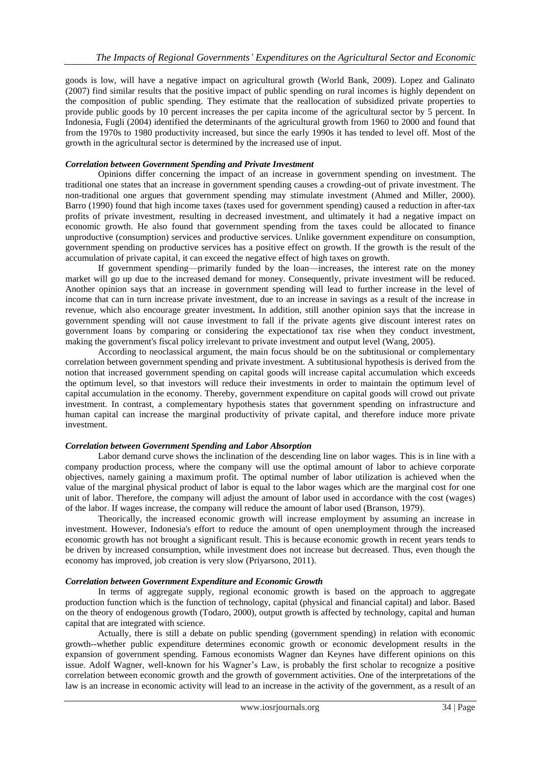goods is low, will have a negative impact on agricultural growth (World Bank, 2009). Lopez and Galinato (2007) find similar results that the positive impact of public spending on rural incomes is highly dependent on the composition of public spending. They estimate that the reallocation of subsidized private properties to provide public goods by 10 percent increases the per capita income of the agricultural sector by 5 percent. In Indonesia, Fugli (2004) identified the determinants of the agricultural growth from 1960 to 2000 and found that from the 1970s to 1980 productivity increased, but since the early 1990s it has tended to level off. Most of the growth in the agricultural sector is determined by the increased use of input.

### *Correlation between Government Spending and Private Investment*

Opinions differ concerning the impact of an increase in government spending on investment. The traditional one states that an increase in government spending causes a crowding-out of private investment. The non-traditional one argues that government spending may stimulate investment (Ahmed and Miller, 2000). Barro (1990) found that high income taxes (taxes used for government spending) caused a reduction in after-tax profits of private investment, resulting in decreased investment, and ultimately it had a negative impact on economic growth. He also found that government spending from the taxes could be allocated to finance unproductive (consumption) services and productive services. Unlike government expenditure on consumption, government spending on productive services has a positive effect on growth. If the growth is the result of the accumulation of private capital, it can exceed the negative effect of high taxes on growth.

If government spending—primarily funded by the loan—increases, the interest rate on the money market will go up due to the increased demand for money. Consequently, private investment will be reduced. Another opinion says that an increase in government spending will lead to further increase in the level of income that can in turn increase private investment, due to an increase in savings as a result of the increase in revenue, which also encourage greater investment**.** In addition, still another opinion says that the increase in government spending will not cause investment to fall if the private agents give discount interest rates on government loans by comparing or considering the expectationof tax rise when they conduct investment, making the government's fiscal policy irrelevant to private investment and output level (Wang, 2005).

According to neoclassical argument, the main focus should be on the subtitusional or complementary correlation between government spending and private investment. A subtitusional hypothesis is derived from the notion that increased government spending on capital goods will increase capital accumulation which exceeds the optimum level, so that investors will reduce their investments in order to maintain the optimum level of capital accumulation in the economy. Thereby, government expenditure on capital goods will crowd out private investment. In contrast, a complementary hypothesis states that government spending on infrastructure and human capital can increase the marginal productivity of private capital, and therefore induce more private investment.

### *Correlation between Government Spending and Labor Absorption*

Labor demand curve shows the inclination of the descending line on labor wages. This is in line with a company production process, where the company will use the optimal amount of labor to achieve corporate objectives, namely gaining a maximum profit. The optimal number of labor utilization is achieved when the value of the marginal physical product of labor is equal to the labor wages which are the marginal cost for one unit of labor. Therefore, the company will adjust the amount of labor used in accordance with the cost (wages) of the labor. If wages increase, the company will reduce the amount of labor used (Branson, 1979).

Theorically, the increased economic growth will increase employment by assuming an increase in investment. However, Indonesia's effort to reduce the amount of open unemployment through the increased economic growth has not brought a significant result. This is because economic growth in recent years tends to be driven by increased consumption, while investment does not increase but decreased. Thus, even though the economy has improved, job creation is very slow (Priyarsono, 2011).

### *Correlation between Government Expenditure and Economic Growth*

In terms of aggregate supply, regional economic growth is based on the approach to aggregate production function which is the function of technology, capital (physical and financial capital) and labor. Based on the theory of endogenous growth (Todaro, 2000), output growth is affected by technology, capital and human capital that are integrated with science.

Actually, there is still a debate on public spending (government spending) in relation with economic growth--whether public expenditure determines economic growth or economic development results in the expansion of government spending. Famous economists Wagner dan Keynes have different opinions on this issue. Adolf Wagner, well-known for his Wagner's Law, is probably the first scholar to recognize a positive correlation between economic growth and the growth of government activities. One of the interpretations of the law is an increase in economic activity will lead to an increase in the activity of the government, as a result of an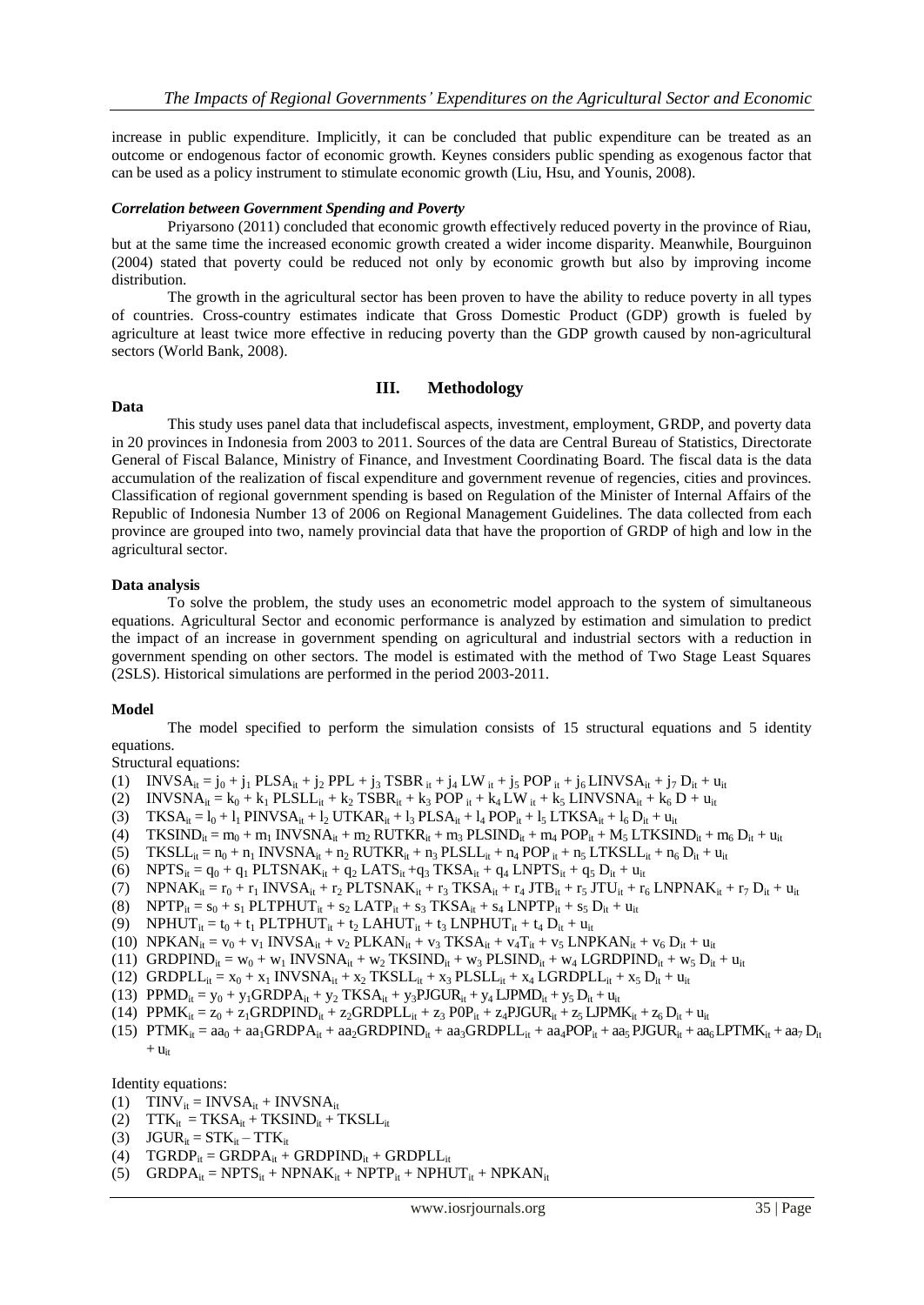increase in public expenditure. Implicitly, it can be concluded that public expenditure can be treated as an outcome or endogenous factor of economic growth. Keynes considers public spending as exogenous factor that can be used as a policy instrument to stimulate economic growth (Liu, Hsu, and Younis, 2008).

***Correlation between Government Spending and Poverty***

Priyarsono (2011) concluded that economic growth effectively reduced poverty in the province of Riau, but at the same time the increased economic growth created a wider income disparity. Meanwhile, Bourguinon (2004) stated that poverty could be reduced not only by economic growth but also by improving income distribution.

The growth in the agricultural sector has been proven to have the ability to reduce poverty in all types of countries. Cross-country estimates indicate that Gross Domestic Product (GDP) growth is fueled by agriculture at least twice more effective in reducing poverty than the GDP growth caused by non-agricultural sectors (World Bank, 2008).

## III. Methodology

**Data**

This study uses panel data that includefiscal aspects, investment, employment, GRDP, and poverty data in 20 provinces in Indonesia from 2003 to 2011. Sources of the data are Central Bureau of Statistics, Directorate General of Fiscal Balance, Ministry of Finance, and Investment Coordinating Board. The fiscal data is the data accumulation of the realization of fiscal expenditure and government revenue of regencies, cities and provinces. Classification of regional government spending is based on Regulation of the Minister of Internal Affairs of the Republic of Indonesia Number 13 of 2006 on Regional Management Guidelines. The data collected from each province are grouped into two, namely provincial data that have the proportion of GRDP of high and low in the agricultural sector.

**Data analysis**

To solve the problem, the study uses an econometric model approach to the system of simultaneous equations. Agricultural Sector and economic performance is analyzed by estimation and simulation to predict the impact of an increase in government spending on agricultural and industrial sectors with a reduction in government spending on other sectors. The model is estimated with the method of Two Stage Least Squares (2SLS). Historical simulations are performed in the period 2003-2011.

**Model**

The model specified to perform the simulation consists of 15 structural equations and 5 identity equations.

Structural equations:

(1) $INVSA_{it} = j_0 + j_1\, PLSA_{it} + j_2\, PPL + j_3\, TSBR_{it} + j_4\, LW_{it} + j_5\, POP_{it} + j_6\, LINVSA_{it} + j_7\, D_{it} + u_{it}$

(2) $INVSNA_{it} = k_0 + k_1\, PLSLL_{it} + k_2\, TSBR_{it} + k_3\, POP_{it} + k_4\, LW_{it} + k_5\, LINVSNA_{it} + k_6\, D + u_{it}$

(3) $TKSA_{it} = l_0 + l_1\, PINVSA_{it} + l_2\, UTKAR_{it} + l_3\, PLSA_{it} + l_4\, POP_{it} + l_5\, LTKSA_{it} + l_6\, D_{it} + u_{it}$

(4) $TKSIND_{it} = m_0 + m_1\, INVSNA_{it} + m_2\, RUTKR_{it} + m_3\, PLSIND_{it} + m_4\, POP_{it} + M_5\, LTKSIND_{it} + m_6\, D_{it} + u_{it}$

(5) $TKSLL_{it} = n_0 + n_1\, INVSNA_{it} + n_2\, RUTKR_{it} + n_3\, PLSLL_{it} + n_4\, POP_{it} + n_5\, LTKSLL_{it} + n_6\, D_{it} + u_{it}$

(6) $NPTS_{it} = q_0 + q_1\, PLTSNAK_{it} + q_2\, LATS_{it} + q_3\, TKSA_{it} + q_4\, LNPTS_{it} + q_5\, D_{it} + u_{it}$

(7) $NPNAK_{it} = r_0 + r_1\, INVSA_{it} + r_2\, PLTSNAK_{it} + r_3\, TKSA_{it} + r_4\, JTB_{it} + r_5\, JTU_{it} + r_6\, LNPNAK_{it} + r_7\, D_{it} + u_{it}$

(8) $NPTP_{it} = s_0 + s_1\, PLTPHUT_{it} + s_2\, LATP_{it} + s_3\, TKSA_{it} + s_4\, LNPTP_{it} + s_5\, D_{it} + u_{it}$

(9) $NPHUT_{it} = t_0 + t_1\, PLTPHUT_{it} + t_2\, LAHUT_{it} + t_3\, LNPHUT_{it} + t_4\, D_{it} + u_{it}$

(10) $NPKAN_{it} = v_0 + v_1\, INVSA_{it} + v_2\, PLKAN_{it} + v_3\, TKSA_{it} + v_4 T_{it} + v_5\, LNPKAN_{it} + v_6\, D_{it} + u_{it}$

(11) $GRDPIND_{it} = w_0 + w_1\, INVSNA_{it} + w_2\, TKSIND_{it} + w_3\, PLSIND_{it} + w_4\, LGRDPIND_{it} + w_5\, D_{it} + u_{it}$

(12) $GRDPLL_{it} = x_0 + x_1\, INVSNA_{it} + x_2\, TKSLL_{it} + x_3\, PLSLL_{it} + x_4\, LGRDPLL_{it} + x_5\, D_{it} + u_{it}$

(13) $PPMD_{it} = y_0 + y_1 GRDPA_{it} + y_2\, TKSA_{it} + y_3 PJGUR_{it} + y_4\, LJPMD_{it} + y_5\, D_{it} + u_{it}$

(14) $PPMK_{it} = z_0 + z_1 GRDPIND_{it} + z_2 GRDPLL_{it} + z_3\, P0P_{it} + z_4 PJGUR_{it} + z_5\, LJPMK_{it} + z_6\, D_{it} + u_{it}$

(15) $PTMK_{it} = aa_0 + aa_1 GRDPA_{it} + aa_2 GRDPIND_{it} + aa_3 GRDPLL_{it} + aa_4 POP_{it} + aa_5\, PJGUR_{it} + aa_6 LPTMK_{it} + aa_7\, D_{it} + u_{it}$

Identity equations:

(1) $TINV_{it} = INVSA_{it} + INVSNA_{it}$

(2) $TTK_{it} = TKSA_{it} + TKSIND_{it} + TKSLL_{it}$

(3) $JGUR_{it} = STK_{it} - TTK_{it}$

(4) $TGRDP_{it} = GRDPA_{it} + GRDPIND_{it} + GRDPLL_{it}$

(5) $GRDPA_{it} = NPTS_{it} + NPNAK_{it} + NPTP_{it} + NPHUT_{it} + NPKAN_{it}$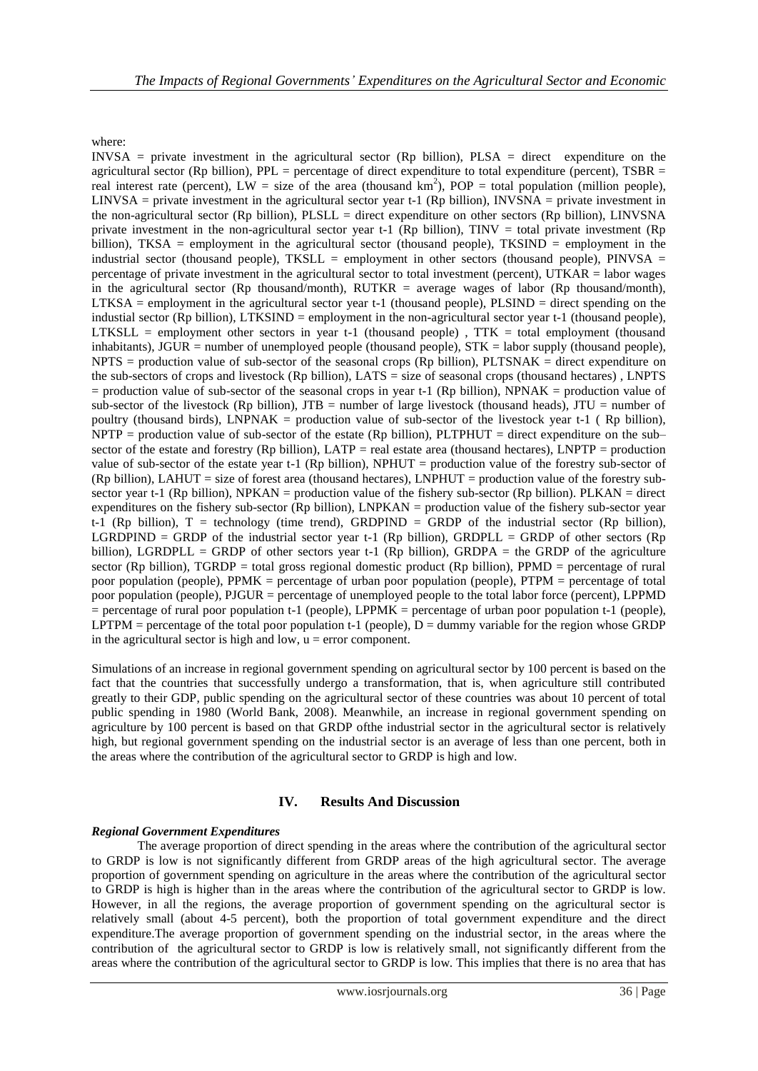where:

INVSA = private investment in the agricultural sector (Rp billion), PLSA = direct expenditure on the agricultural sector (Rp billion), PPL = percentage of direct expenditure to total expenditure (percent), TSBR = real interest rate (percent), LW = size of the area (thousand $km^2$), POP = total population (million people), LINVSA = private investment in the agricultural sector year t-1 (Rp billion), INVSNA = private investment in the non-agricultural sector (Rp billion), PLSLL = direct expenditure on other sectors (Rp billion), LINVSNA private investment in the non-agricultural sector year t-1 (Rp billion), TINV = total private investment (Rp billion), TKSA = employment in the agricultural sector (thousand people), TKSIND = employment in the industrial sector (thousand people), TKSLL = employment in other sectors (thousand people), PINVSA = percentage of private investment in the agricultural sector to total investment (percent), UTKAR = labor wages in the agricultural sector (Rp thousand/month), RUTKR = average wages of labor (Rp thousand/month), LTKSA = employment in the agricultural sector year t-1 (thousand people), PLSIND = direct spending on the indusrial sector (Rp billion), LTKSIND = employment in the non-agricultural sector year t-1 (thousand people), LTKSLL = employment other sectors in year t-1 (thousand people) , TTK = total employment (thousand inhabitants), JGUR = number of unemployed people (thousand people), STK = labor supply (thousand people), NPTS = production value of sub-sector of the seasonal crops (Rp billion), PLTSNAK = direct expenditure on the sub-sectors of crops and livestock (Rp billion), LATS = size of seasonal crops (thousand hectares) , LNPTS = production value of sub-sector of the seasonal crops in year t-1 (Rp billion), NPNAK = production value of sub-sector of the livestock (Rp billion), JTB = number of large livestock (thousand heads), JTU = number of poultry (thousand birds), LNPNAK = production value of sub-sector of the livestock year t-1 ( Rp billion), NPTP = production value of sub-sector of the estate (Rp billion), PLTPHUT = direct expenditure on the sub–sector of the estate and forestry (Rp billion), LATP = real estate area (thousand hectares), LNPTP = production value of sub-sector of the estate year t-1 (Rp billion), NPHUT = production value of the forestry sub-sector of (Rp billion), LAHUT = size of forest area (thousand hectares), LNPHUT = production value of the forestry sub-sector year t-1 (Rp billion), NPKAN = production value of the fishery sub-sector (Rp billion). PLKAN = direct expenditures on the fishery sub-sector (Rp billion), LNPKAN = production value of the fishery sub-sector year t-1 (Rp billion), T = technology (time trend), GRDPIND = GRDP of the industrial sector (Rp billion), LGRDPIND = GRDP of the industrial sector year t-1 (Rp billion), GRDPLL = GRDP of other sectors (Rp billion), LGRDPLL = GRDP of other sectors year t-1 (Rp billion), GRDPA = the GRDP of the agriculture sector (Rp billion), TGRDP = total gross regional domestic product (Rp billion), PPMD = percentage of rural poor population (people), PPMK = percentage of urban poor population (people), PTPM = percentage of total poor population (people), PJGUR = percentage of unemployed people to the total labor force (percent), LPPMD = percentage of rural poor population t-1 (people), LPPMK = percentage of urban poor population t-1 (people), LPTPM = percentage of the total poor population t-1 (people), D = dummy variable for the region whose GRDP in the agricultural sector is high and low, u = error component.

Simulations of an increase in regional government spending on agricultural sector by 100 percent is based on the fact that the countries that successfully undergo a transformation, that is, when agriculture still contributed greatly to their GDP, public spending on the agricultural sector of these countries was about 10 percent of total public spending in 1980 (World Bank, 2008). Meanwhile, an increase in regional government spending on agriculture by 100 percent is based on that GRDP ofthe industrial sector in the agricultural sector is relatively high, but regional government spending on the industrial sector is an average of less than one percent, both in the areas where the contribution of the agricultural sector to GRDP is high and low.

## IV. Results And Discussion

### *Regional Government Expenditures*

The average proportion of direct spending in the areas where the contribution of the agricultural sector to GRDP is low is not significantly different from GRDP areas of the high agricultural sector. The average proportion of government spending on agriculture in the areas where the contribution of the agricultural sector to GRDP is high is higher than in the areas where the contribution of the agricultural sector to GRDP is low. However, in all the regions, the average proportion of government spending on the agricultural sector is relatively small (about 4-5 percent), both the proportion of total government expenditure and the direct expenditure.The average proportion of government spending on the industrial sector, in the areas where the contribution of the agricultural sector to GRDP is low is relatively small, not significantly different from the areas where the contribution of the agricultural sector to GRDP is low. This implies that there is no area that has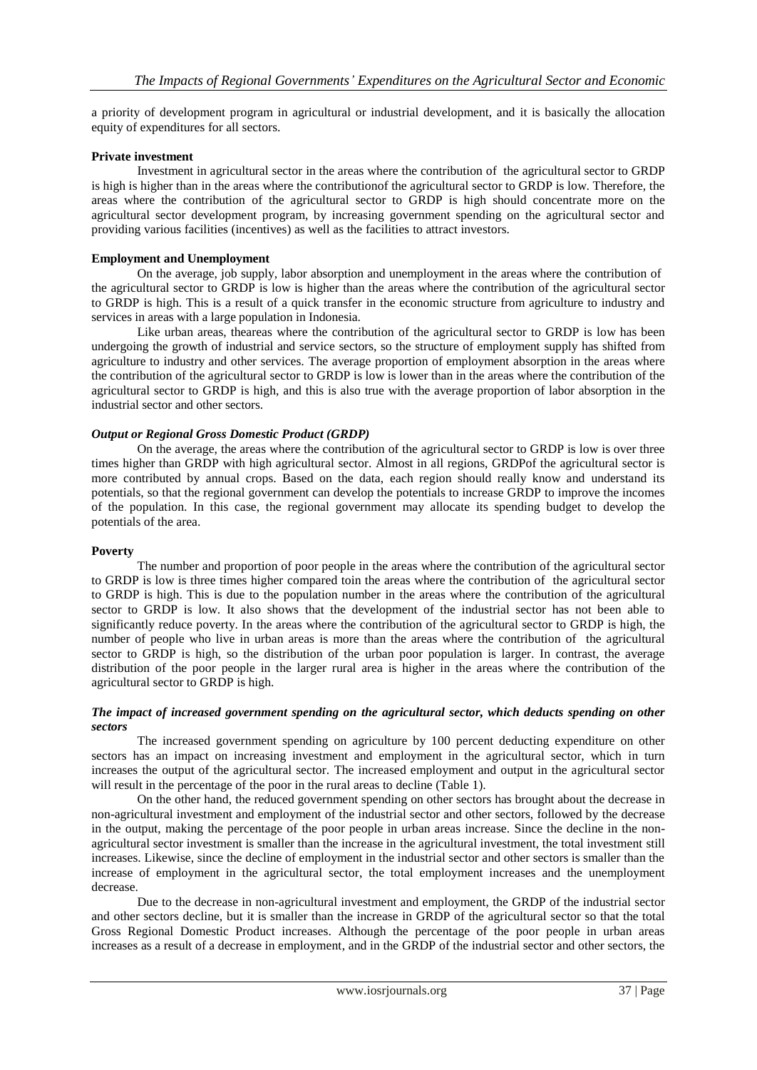a priority of development program in agricultural or industrial development, and it is basically the allocation equity of expenditures for all sectors.

**Private investment**

Investment in agricultural sector in the areas where the contribution of the agricultural sector to GRDP is high is higher than in the areas where the contributionof the agricultural sector to GRDP is low. Therefore, the areas where the contribution of the agricultural sector to GRDP is high should concentrate more on the agricultural sector development program, by increasing government spending on the agricultural sector and providing various facilities (incentives) as well as the facilities to attract investors.

**Employment and Unemployment**

On the average, job supply, labor absorption and unemployment in the areas where the contribution of the agricultural sector to GRDP is low is higher than the areas where the contribution of the agricultural sector to GRDP is high. This is a result of a quick transfer in the economic structure from agriculture to industry and services in areas with a large population in Indonesia.

Like urban areas, theareas where the contribution of the agricultural sector to GRDP is low has been undergoing the growth of industrial and service sectors, so the structure of employment supply has shifted from agriculture to industry and other services. The average proportion of employment absorption in the areas where the contribution of the agricultural sector to GRDP is low is lower than in the areas where the contribution of the agricultural sector to GRDP is high, and this is also true with the average proportion of labor absorption in the industrial sector and other sectors.

***Output or Regional Gross Domestic Product (GRDP)***

On the average, the areas where the contribution of the agricultural sector to GRDP is low is over three times higher than GRDP with high agricultural sector. Almost in all regions, GRDPof the agricultural sector is more contributed by annual crops. Based on the data, each region should really know and understand its potentials, so that the regional government can develop the potentials to increase GRDP to improve the incomes of the population. In this case, the regional government may allocate its spending budget to develop the potentials of the area.

**Poverty**

The number and proportion of poor people in the areas where the contribution of the agricultural sector to GRDP is low is three times higher compared toin the areas where the contribution of the agricultural sector to GRDP is high. This is due to the population number in the areas where the contribution of the agricultural sector to GRDP is low. It also shows that the development of the industrial sector has not been able to significantly reduce poverty. In the areas where the contribution of the agricultural sector to GRDP is high, the number of people who live in urban areas is more than the areas where the contribution of the agricultural sector to GRDP is high, so the distribution of the urban poor population is larger. In contrast, the average distribution of the poor people in the larger rural area is higher in the areas where the contribution of the agricultural sector to GRDP is high.

***The impact of increased government spending on the agricultural sector, which deducts spending on other sectors***

The increased government spending on agriculture by 100 percent deducting expenditure on other sectors has an impact on increasing investment and employment in the agricultural sector, which in turn increases the output of the agricultural sector. The increased employment and output in the agricultural sector will result in the percentage of the poor in the rural areas to decline (Table 1).

On the other hand, the reduced government spending on other sectors has brought about the decrease in non-agricultural investment and employment of the industrial sector and other sectors, followed by the decrease in the output, making the percentage of the poor people in urban areas increase. Since the decline in the non-agricultural sector investment is smaller than the increase in the agricultural investment, the total investment still increases. Likewise, since the decline of employment in the industrial sector and other sectors is smaller than the increase of employment in the agricultural sector, the total employment increases and the unemployment decrease.

Due to the decrease in non-agricultural investment and employment, the GRDP of the industrial sector and other sectors decline, but it is smaller than the increase in GRDP of the agricultural sector so that the total Gross Regional Domestic Product increases. Although the percentage of the poor people in urban areas increases as a result of a decrease in employment, and in the GRDP of the industrial sector and other sectors, the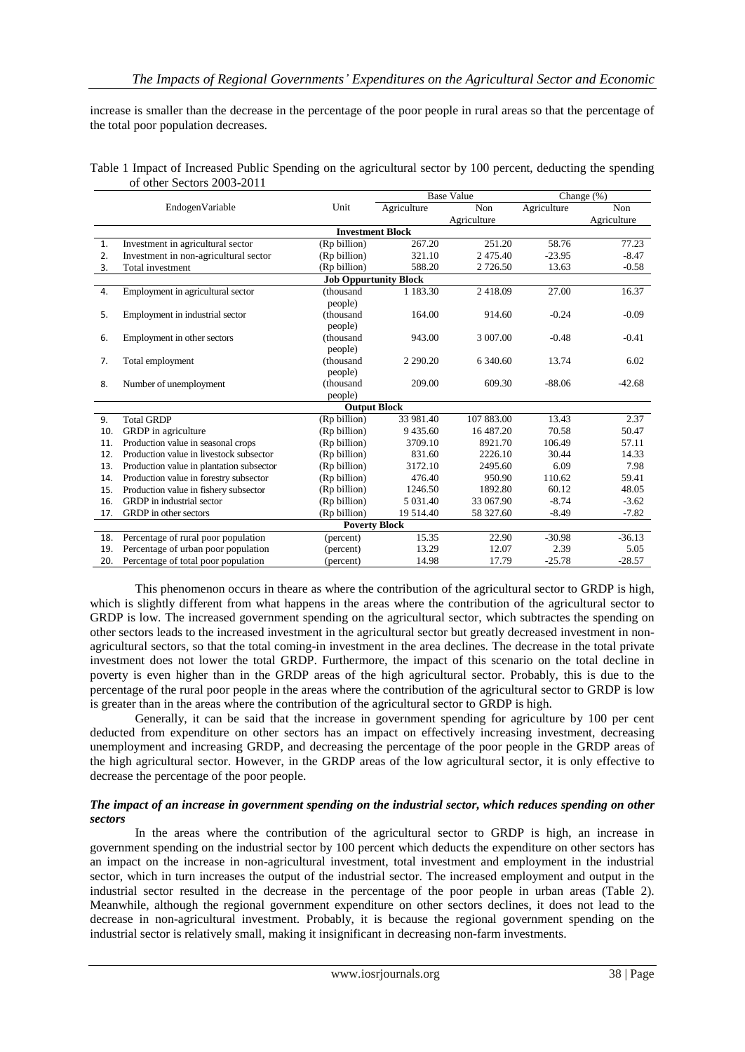increase is smaller than the decrease in the percentage of the poor people in rural areas so that the percentage of the total poor population decreases.

Table 1 Impact of Increased Public Spending on the agricultural sector by 100 percent, deducting the spending of other Sectors 2003-2011

| | EndogenVariable | Unit | Base Value | | Change (%) | |
|---|---|---|---|---|---|---|
| | | | Agriculture | Non Agriculture | Agriculture | Non Agriculture |
| | **Investment Block** | | | | | |
| 1. | Investment in agricultural sector | (Rp billion) | 267.20 | 251.20 | 58.76 | 77.23 |
| 2. | Investment in non-agricultural sector | (Rp billion) | 321.10 | 2 475.40 | -23.95 | -8.47 |
| 3. | Total investment | (Rp billion) | 588.20 | 2 726.50 | 13.63 | -0.58 |
| | **Job Oppurtunity Block** | | | | | |
| 4. | Employment in agricultural sector | (thousand people) | 1 183.30 | 2 418.09 | 27.00 | 16.37 |
| 5. | Employment in industrial sector | (thousand people) | 164.00 | 914.60 | -0.24 | -0.09 |
| 6. | Employment in other sectors | (thousand people) | 943.00 | 3 007.00 | -0.48 | -0.41 |
| 7. | Total employment | (thousand people) | 2 290.20 | 6 340.60 | 13.74 | 6.02 |
| 8. | Number of unemployment | (thousand people) | 209.00 | 609.30 | -88.06 | -42.68 |
| | **Output Block** | | | | | |
| 9. | The Total GRDP | (Rp billion) | 33 981.40 | 107 883.00 | 13.43 | 2.37 |
| 10. | GRDP in agriculture | (Rp billion) | 9 435.60 | 16 487.20 | 70.58 | 50.47 |
| 11. | Production value in seasonal crops | (Rp billion) | 3709.10 | 8921.70 | 106.49 | 57.11 |
| 12. | Production value in livestock subsector | (Rp billion) | 831.60 | 2226.10 | 30.44 | 14.33 |
| 13. | Production value in plantation subsector | (Rp billion) | 3172.10 | 2495.60 | 6.09 | 7.98 |
| 14. | Production value in forestry subsector | (Rp billion) | 476.40 | 950.90 | 110.62 | 59.41 |
| 15. | Production value in fishery subsector | (Rp billion) | 1246.50 | 1892.80 | 60.12 | 48.05 |
| 16. | GRDP in industrial sector | (Rp billion) | 5 031.40 | 33 067.90 | -8.74 | -3.62 |
| 17. | GRDP in other sectors | (Rp billion) | 19 514.40 | 58 327.60 | -8.49 | -7.82 |
| | **Poverty Block** | | | | | |
| 18. | Percentage of rural poor population | (percent) | 15.35 | 22.90 | -30.98 | -36.13 |
| 19. | Percentage of urban poor population | (percent) | 13.29 | 12.07 | 2.39 | 5.05 |
| 20. | Percentage of total poor population | (percent) | 14.98 | 17.79 | -25.78 | -28.57 |

This phenomenon occurs in theare as where the contribution of the agricultural sector to GRDP is high, which is slightly different from what happens in the areas where the contribution of the agricultural sector to GRDP is low. The increased government spending on the agricultural sector, which subtractes the spending on other sectors leads to the increased investment in the agricultural sector but greatly decreased investment in non-agricultural sectors, so that the total coming-in investment in the area declines. The decrease in the total private investment does not lower the total GRDP. Furthermore, the impact of this scenario on the total decline in poverty is even higher than in the GRDP areas of the high agricultural sector. Probably, this is due to the percentage of the rural poor people in the areas where the contribution of the agricultural sector to GRDP is low is greater than in the areas where the contribution of the agricultural sector to GRDP is high.

Generally, it can be said that the increase in government spending for agriculture by 100 per cent deducted from expenditure on other sectors has an impact on effectively increasing investment, decreasing unemployment and increasing GRDP, and decreasing the percentage of the poor people in the GRDP areas of the high agricultural sector. However, in the GRDP areas of the low agricultural sector, it is only effective to decrease the percentage of the poor people.

### *The impact of an increase in government spending on the industrial sector, which reduces spending on other sectors*

In the areas where the contribution of the agricultural sector to GRDP is high, an increase in government spending on the industrial sector by 100 percent which deducts the expenditure on other sectors has an impact on the increase in non-agricultural investment, total investment and employment in the industrial sector, which in turn increases the output of the industrial sector. The increased employment and output in the industrial sector resulted in the decrease in the percentage of the poor people in urban areas (Table 2). Meanwhile, although the regional government expenditure on other sectors declines, it does not lead to the decrease in non-agricultural investment. Probably, it is because the regional government spending on the industrial sector is relatively small, making it insignificant in decreasing non-farm investments.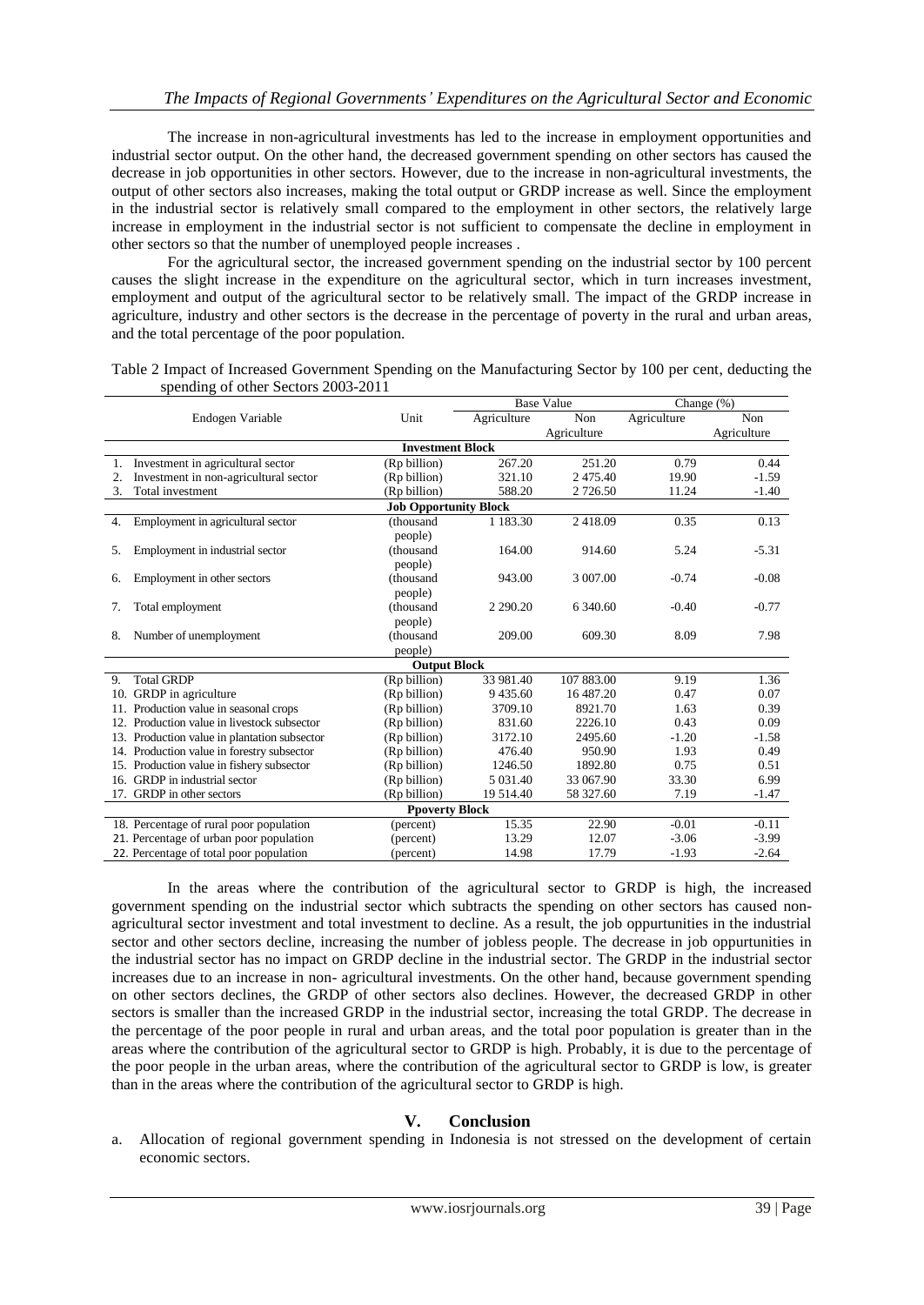The increase in non-agricultural investments has led to the increase in employment opportunities and industrial sector output. On the other hand, the decreased government spending on other sectors has caused the decrease in job opportunities in other sectors. However, due to the increase in non-agricultural investments, the output of other sectors also increases, making the total output or GRDP increase as well. Since the employment in the industrial sector is relatively small compared to the employment in other sectors, the relatively large increase in employment in the industrial sector is not sufficient to compensate the decline in employment in other sectors so that the number of unemployed people increases .

For the agricultural sector, the increased government spending on the industrial sector by 100 percent causes the slight increase in the expenditure on the agricultural sector, which in turn increases investment, employment and output of the agricultural sector to be relatively small. The impact of the GRDP increase in agriculture, industry and other sectors is the decrease in the percentage of poverty in the rural and urban areas, and the total percentage of the poor population.

Table 2 Impact of Increased Government Spending on the Manufacturing Sector by 100 per cent, deducting the spending of other Sectors 2003-2011

| Endogen Variable | Unit | Base Value | | Change (%) | |
|---|---|---|---|---|---|
| | | Agriculture | Non Agriculture | Agriculture | Non Agriculture |
| **Investment Block** | | | | | |
| 1. Investment in agricultural sector | (Rp billion) | 267.20 | 251.20 | 0.79 | 0.44 |
| 2. Investment in non-agricultural sector | (Rp billion) | 321.10 | 2 475.40 | 19.90 | -1.59 |
| 3. Total investment | (Rp billion) | 588.20 | 2 726.50 | 11.24 | -1.40 |
| **Job Opportunity Block** | | | | | |
| 4. Employment in agricultural sector | (thousand people) | 1 183.30 | 2 418.09 | 0.35 | 0.13 |
| 5. Employment in industrial sector | (thousand people) | 164.00 | 914.60 | 5.24 | -5.31 |
| 6. Employment in other sectors | (thousand people) | 943.00 | 3 007.00 | -0.74 | -0.08 |
| 7. Total employment | (thousand people) | 2 290.20 | 6 340.60 | -0.40 | -0.77 |
| 8. Number of unemployment | (thousand people) | 209.00 | 609.30 | 8.09 | 7.98 |
| **Output Block** | | | | | |
| 9. Total GRDP | (Rp billion) | 33 981.40 | 107 883.00 | 9.19 | 1.36 |
| 10. GRDP in agriculture | (Rp billion) | 9 435.60 | 16 487.20 | 0.47 | 0.07 |
| 11. Production value in seasonal crops | (Rp billion) | 3709.10 | 8921.70 | 1.63 | 0.39 |
| 12. Production value in livestock subsector | (Rp billion) | 831.60 | 2226.10 | 0.43 | 0.09 |
| 13. Production value in plantation subsector | (Rp billion) | 3172.10 | 2495.60 | -1.20 | -1.58 |
| 14. Production value in forestry subsector | (Rp billion) | 476.40 | 950.90 | 1.93 | 0.49 |
| 15. Production value in fishery subsector | (Rp billion) | 1246.50 | 1892.80 | 0.75 | 0.51 |
| 16. GRDP in industrial sector | (Rp billion) | 5 031.40 | 33 067.90 | 33.30 | 6.99 |
| 17. GRDP in other sectors | (Rp billion) | 19 514.40 | 58 327.60 | 7.19 | -1.47 |
| **Ppoverty Block** | | | | | |
| 18. Percentage of rural poor population | (percent) | 15.35 | 22.90 | -0.01 | -0.11 |
| 21. Percentage of urban poor population | (percent) | 13.29 | 12.07 | -3.06 | -3.99 |
| 22. Percentage of total poor population | (percent) | 14.98 | 17.79 | -1.93 | -2.64 |

In the areas where the contribution of the agricultural sector to GRDP is high, the increased government spending on the industrial sector which subtracts the spending on other sectors has caused non-agricultural sector investment and total investment to decline. As a result, the job oppurtunities in the industrial sector and other sectors decline, increasing the number of jobless people. The decrease in job oppurtunities in the industrial sector has no impact on GRDP decline in the industrial sector. The GRDP in the industrial sector increases due to an increase in non- agricultural investments. On the other hand, because government spending on other sectors declines, the GRDP of other sectors also declines. However, the decreased GRDP in other sectors is smaller than the increased GRDP in the industrial sector, increasing the total GRDP. The decrease in the percentage of the poor people in rural and urban areas, and the total poor population is greater than in the areas where the contribution of the agricultural sector to GRDP is high. Probably, it is due to the percentage of the poor people in the urban areas, where the contribution of the agricultural sector to GRDP is low, is greater than in the areas where the contribution of the agricultural sector to GRDP is high.

## V. Conclusion

a. Allocation of regional government spending in Indonesia is not stressed on the development of certain economic sectors.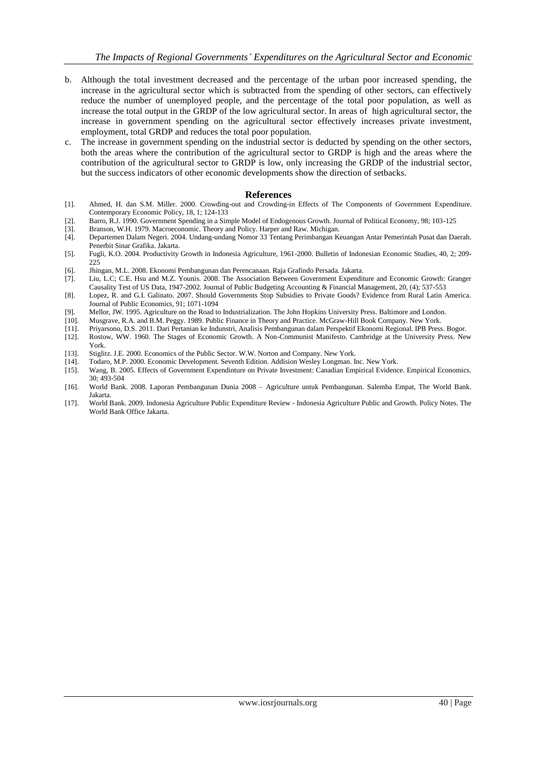b. Although the total investment decreased and the percentage of the urban poor increased spending, the increase in the agricultural sector which is subtracted from the spending of other sectors, can effectively reduce the number of unemployed people, and the percentage of the total poor population, as well as increase the total output in the GRDP of the low agricultural sector. In areas of high agricultural sector, the increase in government spending on the agricultural sector effectively increases private investment, employment, total GRDP and reduces the total poor population.

c. The increase in government spending on the industrial sector is deducted by spending on the other sectors, both the areas where the contribution of the agricultural sector to GRDP is high and the areas where the contribution of the agricultural sector to GRDP is low, only increasing the GRDP of the industrial sector, but the success indicators of other economic developments show the direction of setbacks.

## References

[1]. Ahmed, H. dan S.M. Miller. 2000. Crowding-out and Crowding-in Effects of The Components of Government Expenditure. Contemporary Economic Policy, 18, 1; 124-133

[2]. Barro, R.J. 1990. Government Spending in a Simple Model of Endogenous Growth. Journal of Political Economy, 98; 103-125

[3]. Branson, W.H. 1979. Macroeconomic. Theory and Policy. Harper and Raw. Michigan.

[4]. Departemen Dalam Negeri. 2004. Undang-undang Nomor 33 Tentang Perimbangan Keuangan Antar Pemerintah Pusat dan Daerah. Penerbit Sinar Grafika. Jakarta.

[5]. Fugli, K.O. 2004. Productivity Growth in Indonesia Agriculture, 1961-2000. Bulletin of Indonesian Economic Studies, 40, 2; 209-225

[6]. Jhingan, M.L. 2008. Ekonomi Pembangunan dan Perencanaan. Raja Grafindo Persada. Jakarta.

[7]. Liu, L.C; C.E. Hsu and M.Z. Younis. 2008. The Association Between Government Expenditure and Economic Growth: Granger Causality Test of US Data, 1947-2002. Journal of Public Budgeting Accounting & Financial Management, 20, (4); 537-553

[8]. Lopez, R. and G.I. Galinato. 2007. Should Governments Stop Subsidies to Private Goods? Evidence from Rural Latin America. Journal of Public Economics, 91; 1071-1094

[9]. Mellor, JW. 1995. Agriculture on the Road to Industrialization. The John Hopkins University Press. Baltimore and London.

[10]. Musgrave, R.A. and B.M. Peggy. 1989. Public Finance in Theory and Practice. McGraw-Hill Book Company. New York.

[11]. Priyarsono, D.S. 2011. Dari Pertanian ke Indunstri, Analisis Pembangunan dalam Perspektif Ekonomi Regional. IPB Press. Bogor.

[12]. Rostow, WW. 1960. The Stages of Economic Growth. A Non-Communist Manifesto. Cambridge at the University Press. New York.

[13]. Stiglitz. J.E. 2000. Economics of the Public Sector. W.W. Norton and Company. New York.

[14]. Todaro, M.P. 2000. Economic Development. Seventh Edition. Addision Wesley Longman. Inc. New York.

[15]. Wang, B. 2005. Effects of Government Expendinture on Private Investment: Canadian Empirical Evidence. Empirical Economics. 30; 493-504

[16]. World Bank. 2008. Laporan Pembangunan Dunia 2008 – Agriculture untuk Pembangunan. Salemba Empat, The World Bank. Jakarta.

[17]. World Bank. 2009. Indonesia Agriculture Public Expenditure Review - Indonesia Agriculture Public and Growth. Policy Notes. The World Bank Office Jakarta.